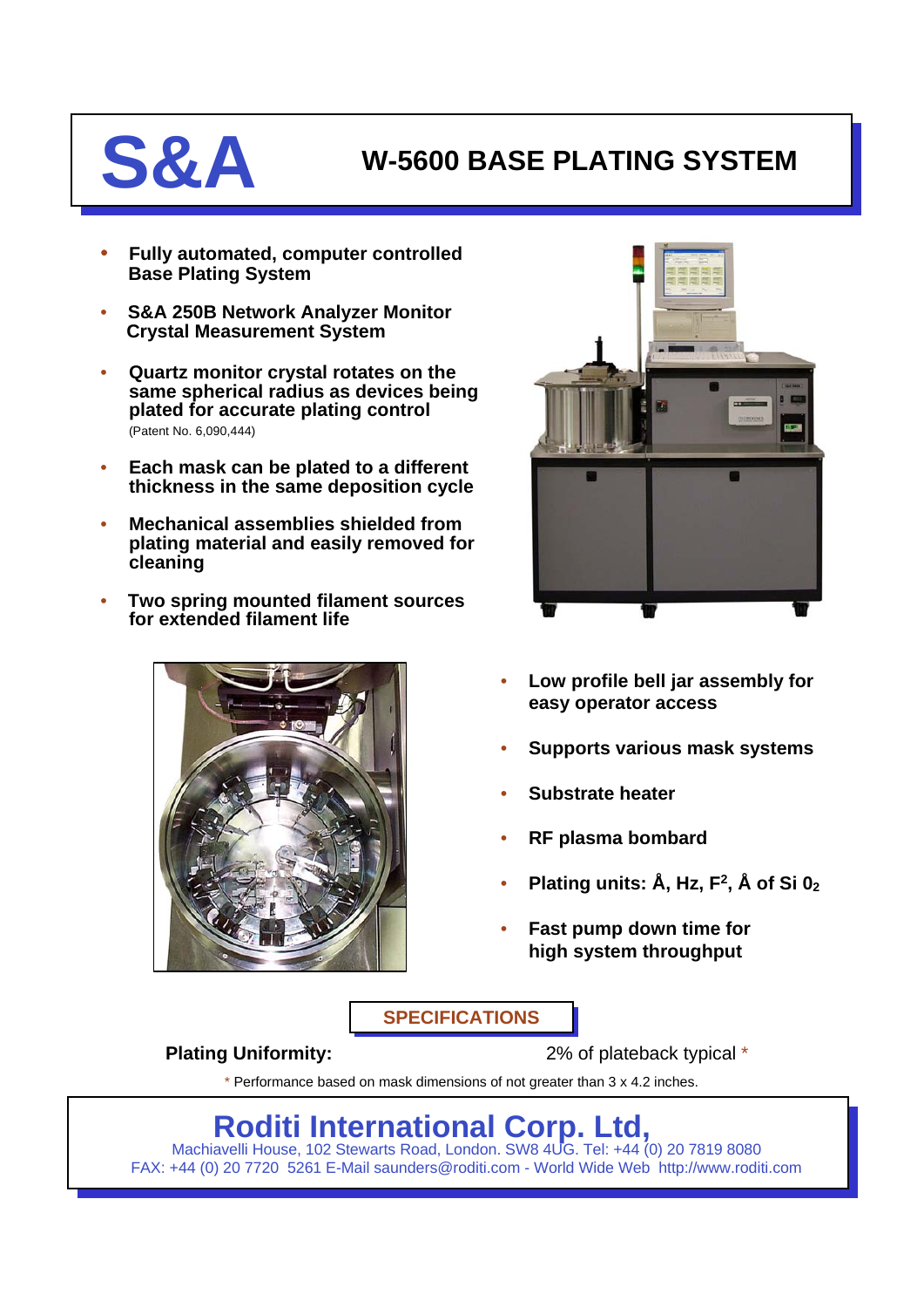# S&A

## W-5600 BASE PLATING SYSTEM

- **Fully automated, computer controlled Base Plating System**
- **S&A 250B Network Analyzer Monitor Crystal Measurement System**
- **Quartz monitor crystal rotates on the same spherical radius as devices being plated for accurate plating control**
  (Patent No. 6,090,444)
- **Each mask can be plated to a different thickness in the same deposition cycle**
- **Mechanical assemblies shielded from plating material and easily removed for cleaning**
- **Two spring mounted filament sources for extended filament life**
- **Low profile bell jar assembly for easy operator access**
- **Supports various mask systems**
- **Substrate heater**
- **RF plasma bombard**
- **Plating units: Å, Hz, $F^2$, Å of Si $0_2$**
- **Fast pump down time for high system throughput**

### SPECIFICATIONS

**Plating Uniformity:** 2% of plateback typical *

* Performance based on mask dimensions of not greater than 3 x 4.2 inches.

## Roditi International Corp. Ltd,

Machiavelli House, 102 Stewarts Road, London. SW8 4UG. Tel: +44 (0) 20 7819 8080
FAX: +44 (0) 20 7720 5261 E-Mail saunders@roditi.com - World Wide Web http://www.roditi.com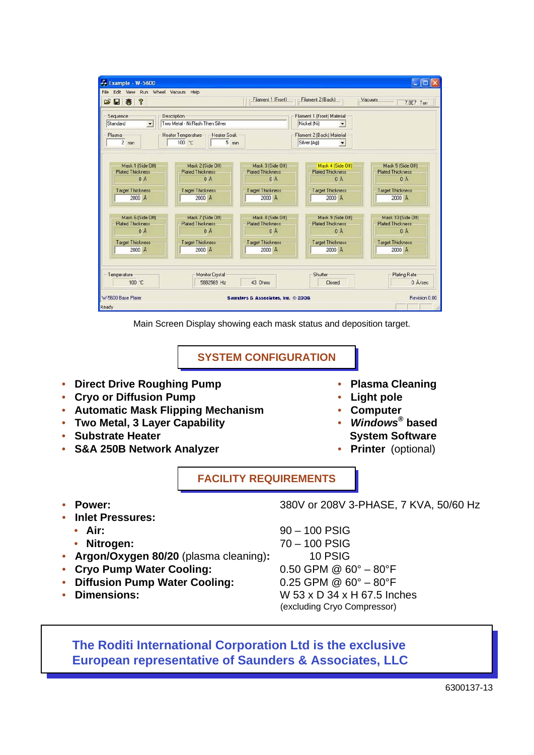Main Screen Display showing each mask status and deposition target.

## SYSTEM CONFIGURATION

- **Direct Drive Roughing Pump**
- **Cryo or Diffusion Pump**
- **Automatic Mask Flipping Mechanism**
- **Two Metal, 3 Layer Capability**
- **Substrate Heater**
- **S&A 250B Network Analyzer**
- **Plasma Cleaning**
- **Light pole**
- **Computer**
- ***Windows*® based System Software**
- **Printer** (optional)

## FACILITY REQUIREMENTS

- **Power:** 380V or 208V 3-PHASE, 7 KVA, 50/60 Hz
- **Inlet Pressures:**
  - **Air:** 90 – 100 PSIG
  - **Nitrogen:** 70 – 100 PSIG
- **Argon/Oxygen 80/20** (plasma cleaning)**:** 10 PSIG
- **Cryo Pump Water Cooling:** 0.50 GPM @ 60° – 80°F
- **Diffusion Pump Water Cooling:** 0.25 GPM @ 60° – 80°F
- **Dimensions:** W 53 x D 34 x H 67.5 Inches (excluding Cryo Compressor)

**The Roditi International Corporation Ltd is the exclusive European representative of Saunders & Associates, LLC**

6300137-13